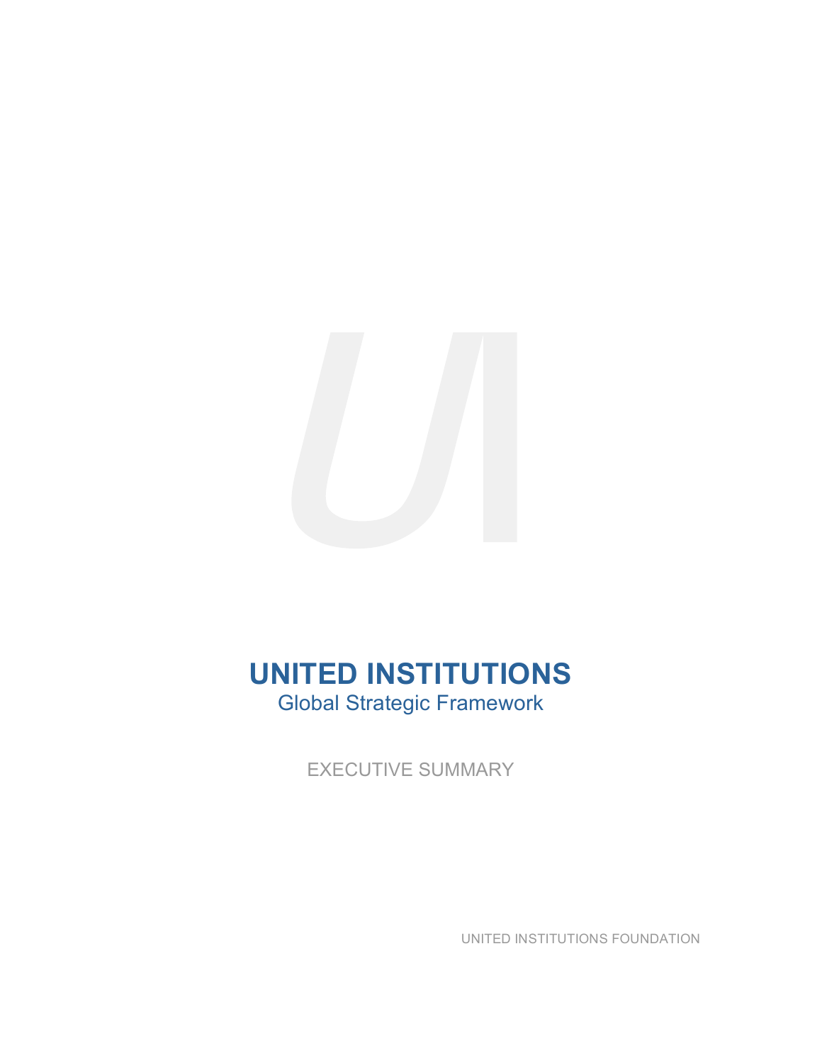# UNITED INSTITUTIONS

## Global Strategic Framework

EXECUTIVE SUMMARY

UNITED INSTITUTIONS FOUNDATION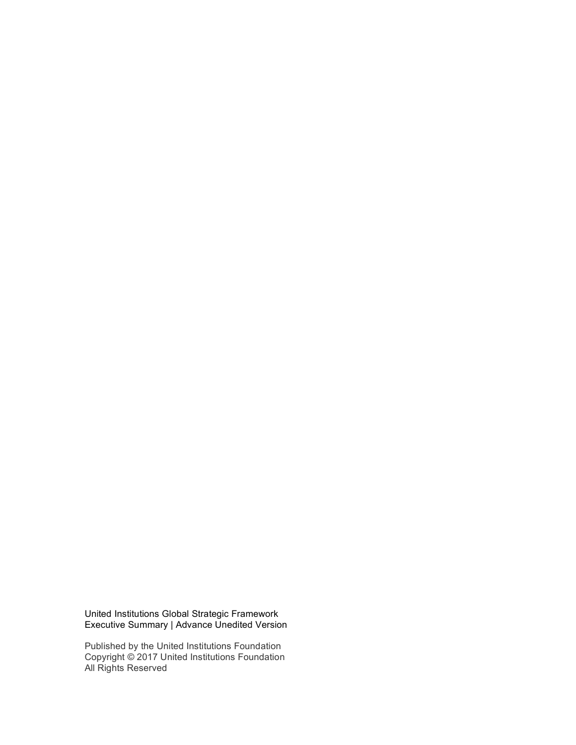United Institutions Global Strategic Framework
Executive Summary | Advance Unedited Version

Published by the United Institutions Foundation
Copyright © 2017 United Institutions Foundation
All Rights Reserved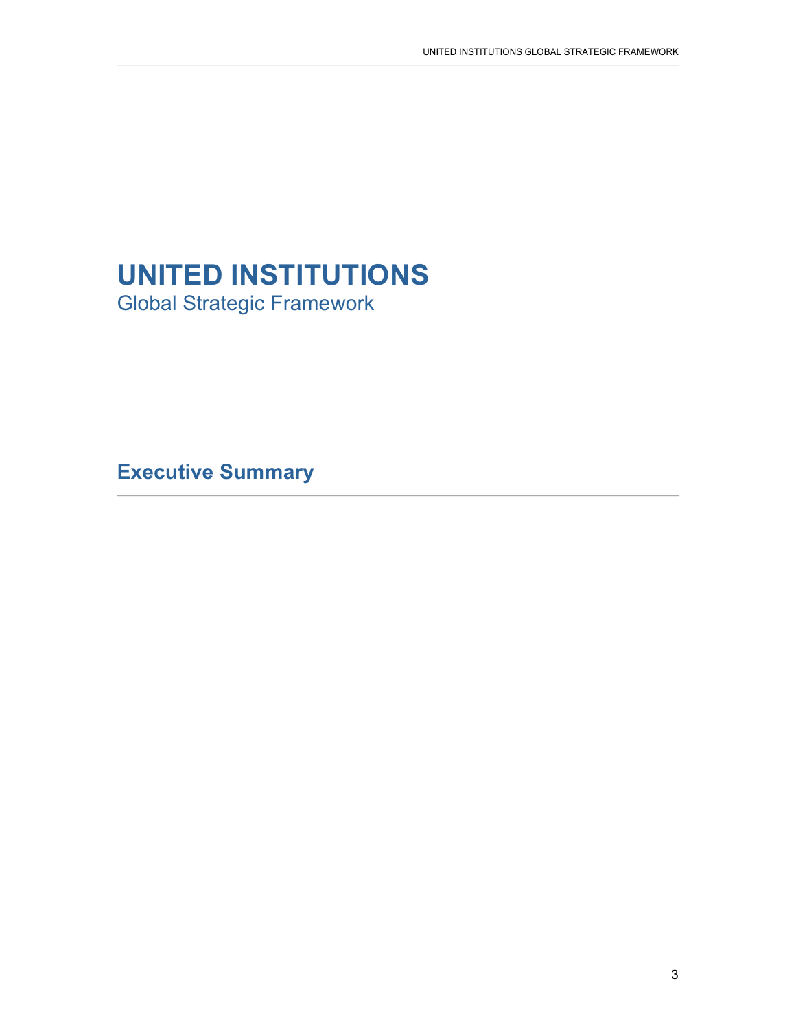# UNITED INSTITUTIONS

Global Strategic Framework

## Executive Summary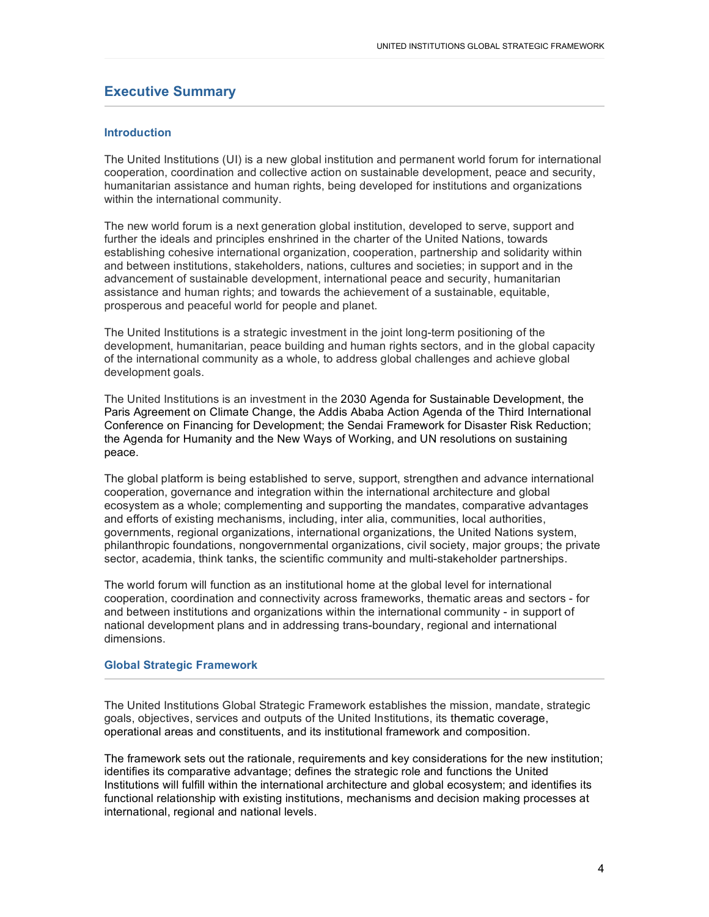# Executive Summary

## Introduction

The United Institutions (UI) is a new global institution and permanent world forum for international cooperation, coordination and collective action on sustainable development, peace and security, humanitarian assistance and human rights, being developed for institutions and organizations within the international community.

The new world forum is a next generation global institution, developed to serve, support and further the ideals and principles enshrined in the charter of the United Nations, towards establishing cohesive international organization, cooperation, partnership and solidarity within and between institutions, stakeholders, nations, cultures and societies; in support and in the advancement of sustainable development, international peace and security, humanitarian assistance and human rights; and towards the achievement of a sustainable, equitable, prosperous and peaceful world for people and planet.

The United Institutions is a strategic investment in the joint long-term positioning of the development, humanitarian, peace building and human rights sectors, and in the global capacity of the international community as a whole, to address global challenges and achieve global development goals.

The United Institutions is an investment in the 2030 Agenda for Sustainable Development, the Paris Agreement on Climate Change, the Addis Ababa Action Agenda of the Third International Conference on Financing for Development; the Sendai Framework for Disaster Risk Reduction; the Agenda for Humanity and the New Ways of Working, and UN resolutions on sustaining peace.

The global platform is being established to serve, support, strengthen and advance international cooperation, governance and integration within the international architecture and global ecosystem as a whole; complementing and supporting the mandates, comparative advantages and efforts of existing mechanisms, including, inter alia, communities, local authorities, governments, regional organizations, international organizations, the United Nations system, philanthropic foundations, nongovernmental organizations, civil society, major groups; the private sector, academia, think tanks, the scientific community and multi-stakeholder partnerships.

The world forum will function as an institutional home at the global level for international cooperation, coordination and connectivity across frameworks, thematic areas and sectors - for and between institutions and organizations within the international community - in support of national development plans and in addressing trans-boundary, regional and international dimensions.

## Global Strategic Framework

The United Institutions Global Strategic Framework establishes the mission, mandate, strategic goals, objectives, services and outputs of the United Institutions, its thematic coverage, operational areas and constituents, and its institutional framework and composition.

The framework sets out the rationale, requirements and key considerations for the new institution; identifies its comparative advantage; defines the strategic role and functions the United Institutions will fulfill within the international architecture and global ecosystem; and identifies its functional relationship with existing institutions, mechanisms and decision making processes at international, regional and national levels.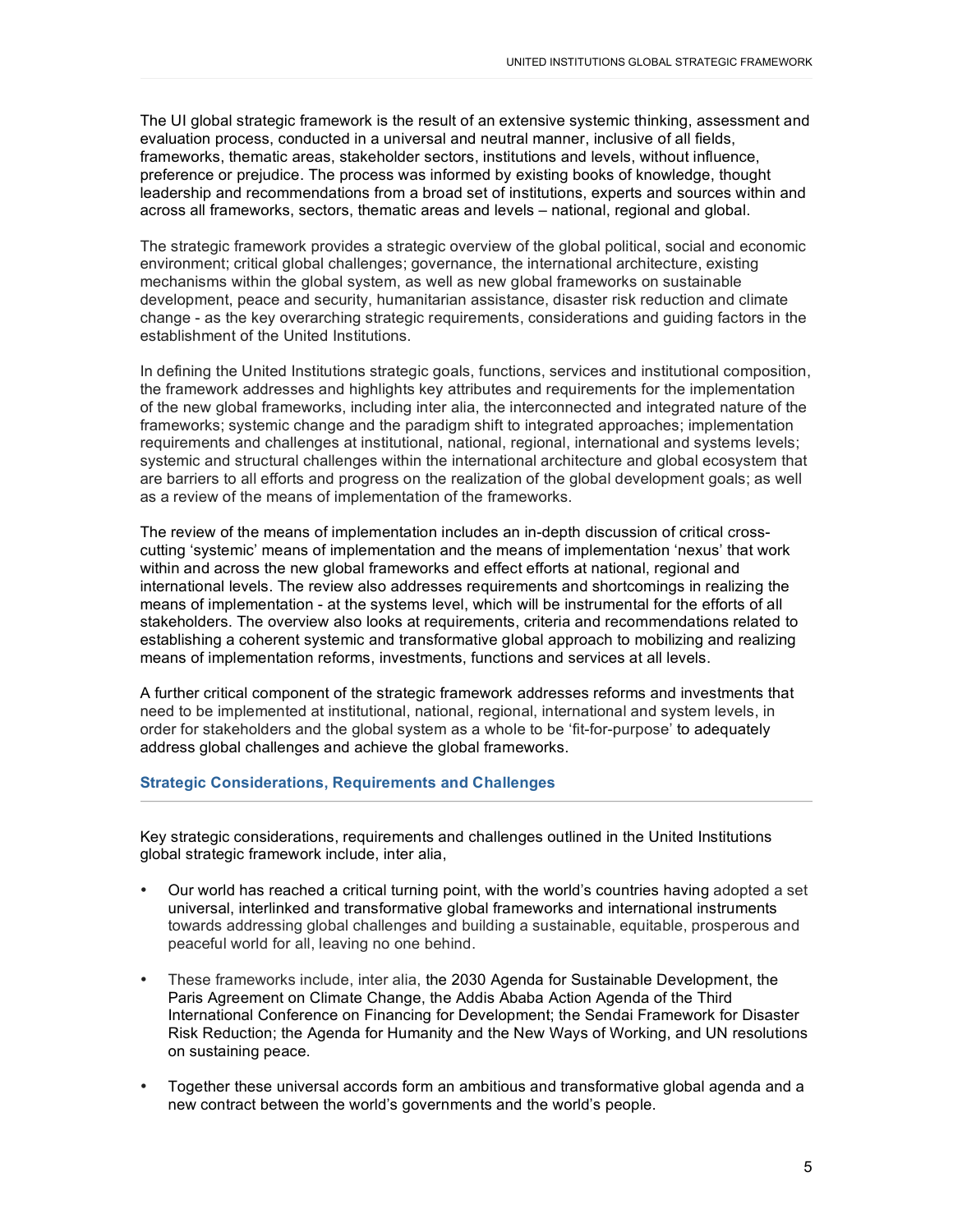The UI global strategic framework is the result of an extensive systemic thinking, assessment and evaluation process, conducted in a universal and neutral manner, inclusive of all fields, frameworks, thematic areas, stakeholder sectors, institutions and levels, without influence, preference or prejudice. The process was informed by existing books of knowledge, thought leadership and recommendations from a broad set of institutions, experts and sources within and across all frameworks, sectors, thematic areas and levels – national, regional and global.

The strategic framework provides a strategic overview of the global political, social and economic environment; critical global challenges; governance, the international architecture, existing mechanisms within the global system, as well as new global frameworks on sustainable development, peace and security, humanitarian assistance, disaster risk reduction and climate change - as the key overarching strategic requirements, considerations and guiding factors in the establishment of the United Institutions.

In defining the United Institutions strategic goals, functions, services and institutional composition, the framework addresses and highlights key attributes and requirements for the implementation of the new global frameworks, including inter alia, the interconnected and integrated nature of the frameworks; systemic change and the paradigm shift to integrated approaches; implementation requirements and challenges at institutional, national, regional, international and systems levels; systemic and structural challenges within the international architecture and global ecosystem that are barriers to all efforts and progress on the realization of the global development goals; as well as a review of the means of implementation of the frameworks.

The review of the means of implementation includes an in-depth discussion of critical cross-cutting 'systemic' means of implementation and the means of implementation 'nexus' that work within and across the new global frameworks and effect efforts at national, regional and international levels. The review also addresses requirements and shortcomings in realizing the means of implementation - at the systems level, which will be instrumental for the efforts of all stakeholders. The overview also looks at requirements, criteria and recommendations related to establishing a coherent systemic and transformative global approach to mobilizing and realizing means of implementation reforms, investments, functions and services at all levels.

A further critical component of the strategic framework addresses reforms and investments that need to be implemented at institutional, national, regional, international and system levels, in order for stakeholders and the global system as a whole to be 'fit-for-purpose' to adequately address global challenges and achieve the global frameworks.

## Strategic Considerations, Requirements and Challenges

Key strategic considerations, requirements and challenges outlined in the United Institutions global strategic framework include, inter alia,

- Our world has reached a critical turning point, with the world's countries having adopted a set universal, interlinked and transformative global frameworks and international instruments towards addressing global challenges and building a sustainable, equitable, prosperous and peaceful world for all, leaving no one behind.

- These frameworks include, inter alia, the 2030 Agenda for Sustainable Development, the Paris Agreement on Climate Change, the Addis Ababa Action Agenda of the Third International Conference on Financing for Development; the Sendai Framework for Disaster Risk Reduction; the Agenda for Humanity and the New Ways of Working, and UN resolutions on sustaining peace.

- Together these universal accords form an ambitious and transformative global agenda and a new contract between the world's governments and the world's people.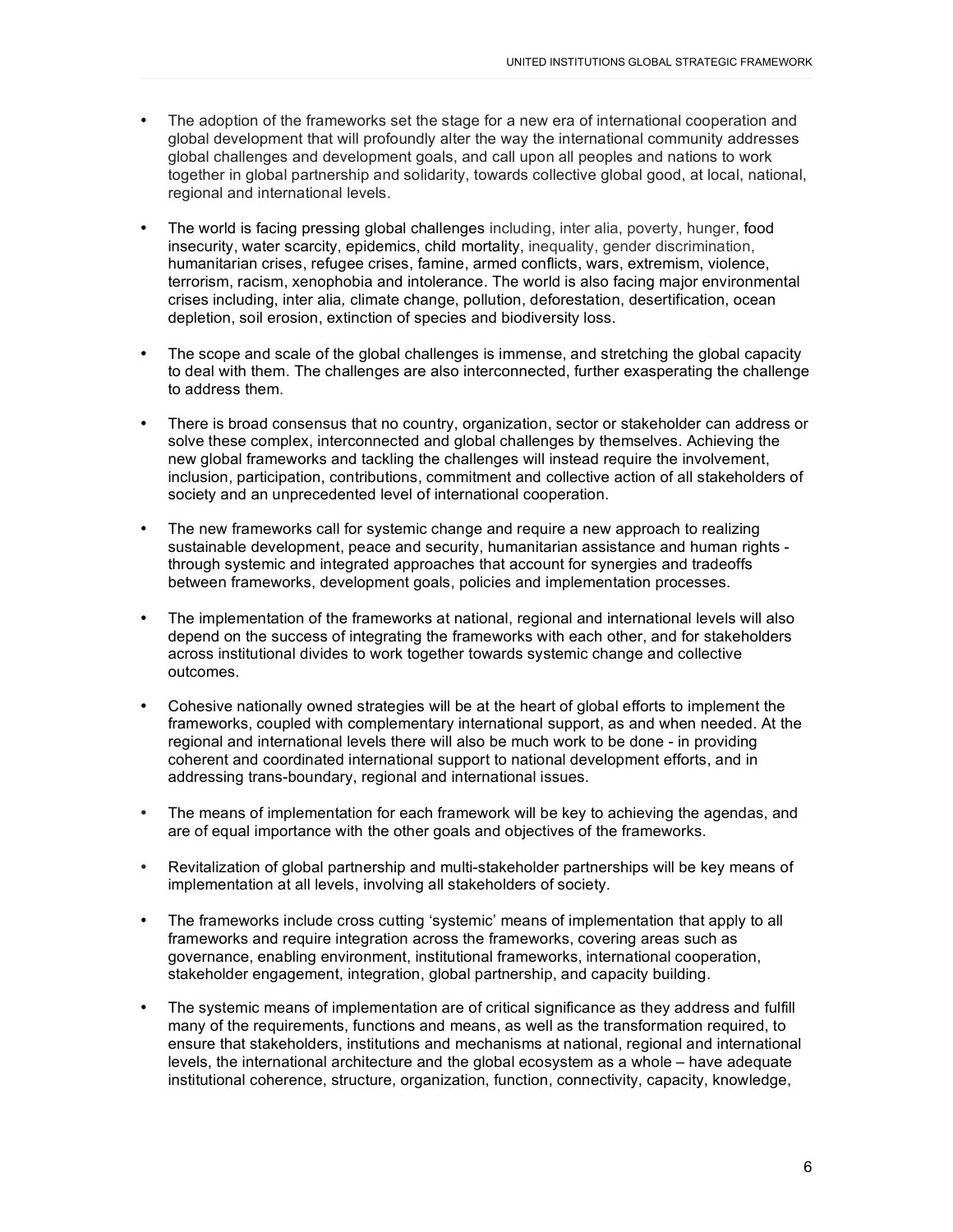- The adoption of the frameworks set the stage for a new era of international cooperation and global development that will profoundly alter the way the international community addresses global challenges and development goals, and call upon all peoples and nations to work together in global partnership and solidarity, towards collective global good, at local, national, regional and international levels.

- The world is facing pressing global challenges including, inter alia, poverty, hunger, food insecurity, water scarcity, epidemics, child mortality, inequality, gender discrimination, humanitarian crises, refugee crises, famine, armed conflicts, wars, extremism, violence, terrorism, racism, xenophobia and intolerance. The world is also facing major environmental crises including, inter alia*,* climate change, pollution, deforestation, desertification, ocean depletion, soil erosion, extinction of species and biodiversity loss.

- The scope and scale of the global challenges is immense, and stretching the global capacity to deal with them. The challenges are also interconnected, further exasperating the challenge to address them.

- There is broad consensus that no country, organization, sector or stakeholder can address or solve these complex, interconnected and global challenges by themselves. Achieving the new global frameworks and tackling the challenges will instead require the involvement, inclusion, participation, contributions, commitment and collective action of all stakeholders of society and an unprecedented level of international cooperation.

- The new frameworks call for systemic change and require a new approach to realizing sustainable development, peace and security, humanitarian assistance and human rights - through systemic and integrated approaches that account for synergies and tradeoffs between frameworks, development goals, policies and implementation processes.

- The implementation of the frameworks at national, regional and international levels will also depend on the success of integrating the frameworks with each other, and for stakeholders across institutional divides to work together towards systemic change and collective outcomes.

- Cohesive nationally owned strategies will be at the heart of global efforts to implement the frameworks, coupled with complementary international support, as and when needed. At the regional and international levels there will also be much work to be done - in providing coherent and coordinated international support to national development efforts, and in addressing trans-boundary, regional and international issues.

- The means of implementation for each framework will be key to achieving the agendas, and are of equal importance with the other goals and objectives of the frameworks.

- Revitalization of global partnership and multi-stakeholder partnerships will be key means of implementation at all levels, involving all stakeholders of society.

- The frameworks include cross cutting 'systemic' means of implementation that apply to all frameworks and require integration across the frameworks, covering areas such as governance, enabling environment, institutional frameworks, international cooperation, stakeholder engagement, integration, global partnership, and capacity building.

- The systemic means of implementation are of critical significance as they address and fulfill many of the requirements, functions and means, as well as the transformation required, to ensure that stakeholders, institutions and mechanisms at national, regional and international levels, the international architecture and the global ecosystem as a whole – have adequate institutional coherence, structure, organization, function, connectivity, capacity, knowledge,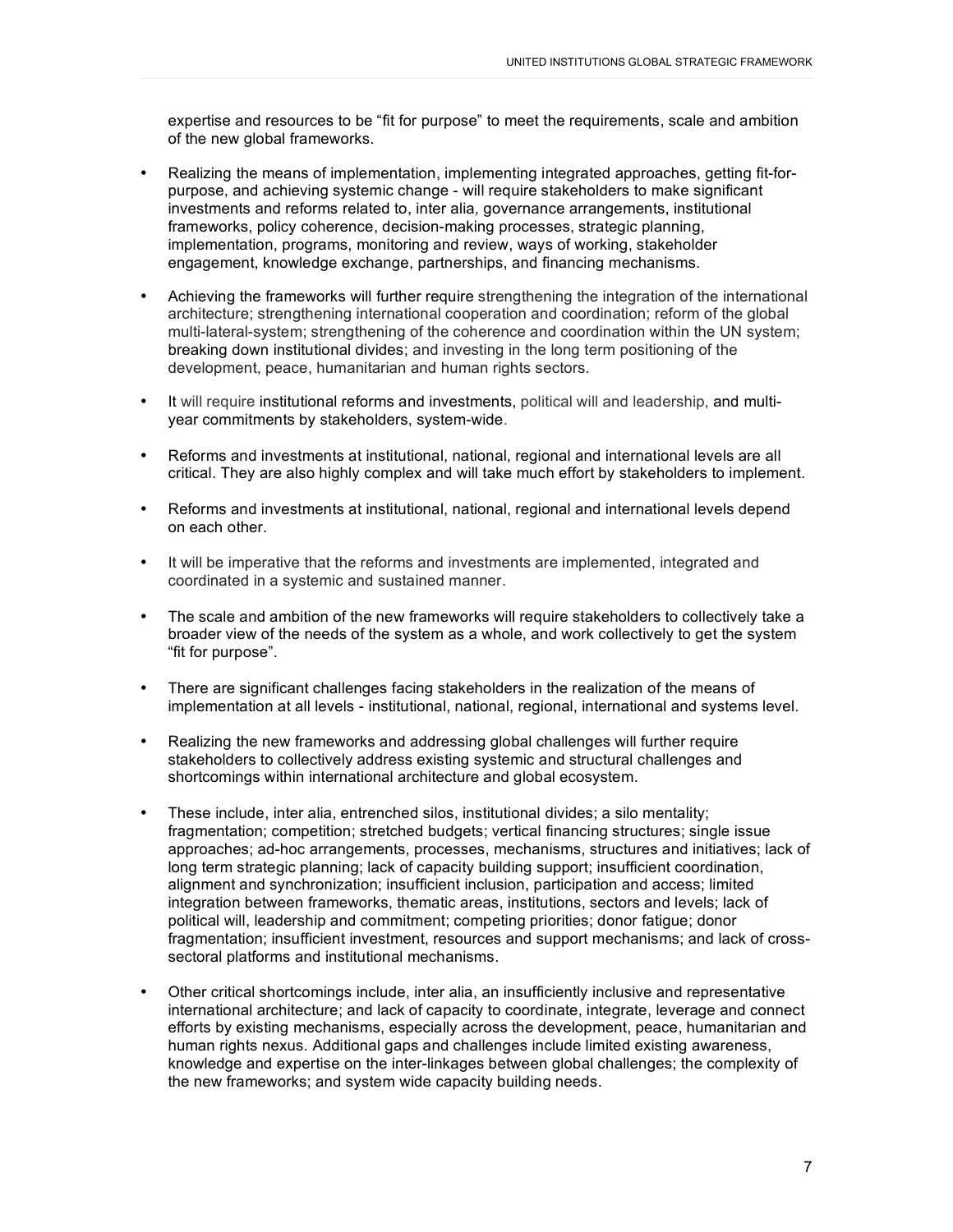expertise and resources to be "fit for purpose" to meet the requirements, scale and ambition of the new global frameworks.

- Realizing the means of implementation, implementing integrated approaches, getting fit-for-purpose, and achieving systemic change - will require stakeholders to make significant investments and reforms related to, inter alia*,* governance arrangements, institutional frameworks, policy coherence, decision-making processes, strategic planning, implementation, programs, monitoring and review, ways of working, stakeholder engagement, knowledge exchange, partnerships, and financing mechanisms.

- Achieving the frameworks will further require strengthening the integration of the international architecture; strengthening international cooperation and coordination; reform of the global multi-lateral-system; strengthening of the coherence and coordination within the UN system; breaking down institutional divides; and investing in the long term positioning of the development, peace, humanitarian and human rights sectors.

- It will require institutional reforms and investments, political will and leadership, and multi-year commitments by stakeholders, system-wide.

- Reforms and investments at institutional, national, regional and international levels are all critical. They are also highly complex and will take much effort by stakeholders to implement.

- Reforms and investments at institutional, national, regional and international levels depend on each other.

- It will be imperative that the reforms and investments are implemented, integrated and coordinated in a systemic and sustained manner.

- The scale and ambition of the new frameworks will require stakeholders to collectively take a broader view of the needs of the system as a whole, and work collectively to get the system "fit for purpose".

- There are significant challenges facing stakeholders in the realization of the means of implementation at all levels - institutional, national, regional, international and systems level.

- Realizing the new frameworks and addressing global challenges will further require stakeholders to collectively address existing systemic and structural challenges and shortcomings within international architecture and global ecosystem.

- These include, inter alia, entrenched silos, institutional divides; a silo mentality; fragmentation; competition; stretched budgets; vertical financing structures; single issue approaches; ad-hoc arrangements, processes, mechanisms, structures and initiatives; lack of long term strategic planning; lack of capacity building support; insufficient coordination, alignment and synchronization; insufficient inclusion, participation and access; limited integration between frameworks, thematic areas, institutions, sectors and levels; lack of political will, leadership and commitment; competing priorities; donor fatigue; donor fragmentation; insufficient investment, resources and support mechanisms; and lack of cross-sectoral platforms and institutional mechanisms.

- Other critical shortcomings include, inter alia, an insufficiently inclusive and representative international architecture; and lack of capacity to coordinate, integrate, leverage and connect efforts by existing mechanisms, especially across the development, peace, humanitarian and human rights nexus. Additional gaps and challenges include limited existing awareness, knowledge and expertise on the inter-linkages between global challenges; the complexity of the new frameworks; and system wide capacity building needs.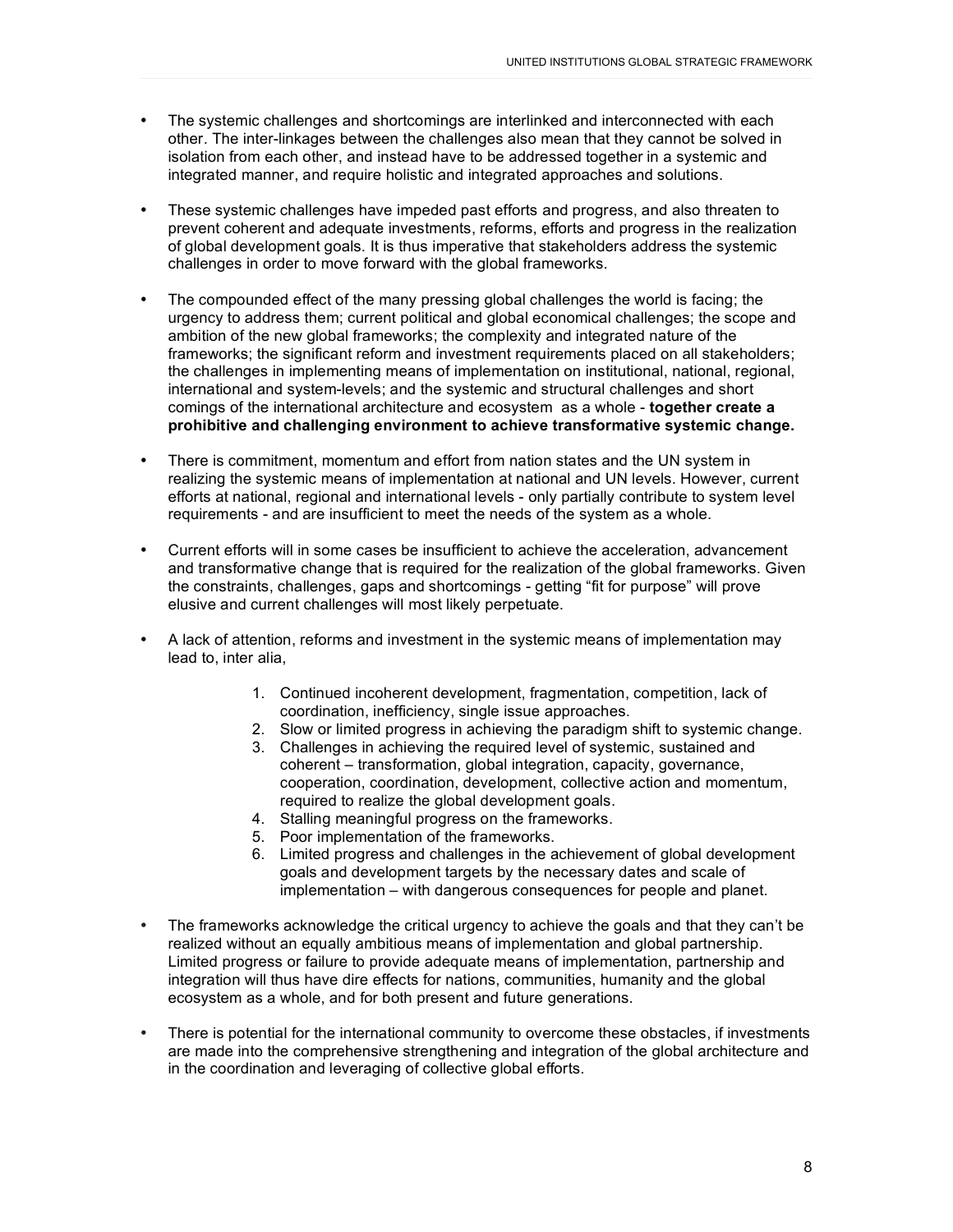- The systemic challenges and shortcomings are interlinked and interconnected with each other. The inter-linkages between the challenges also mean that they cannot be solved in isolation from each other, and instead have to be addressed together in a systemic and integrated manner, and require holistic and integrated approaches and solutions.

- These systemic challenges have impeded past efforts and progress, and also threaten to prevent coherent and adequate investments, reforms, efforts and progress in the realization of global development goals. It is thus imperative that stakeholders address the systemic challenges in order to move forward with the global frameworks.

- The compounded effect of the many pressing global challenges the world is facing; the urgency to address them; current political and global economical challenges; the scope and ambition of the new global frameworks; the complexity and integrated nature of the frameworks; the significant reform and investment requirements placed on all stakeholders; the challenges in implementing means of implementation on institutional, national, regional, international and system-levels; and the systemic and structural challenges and short comings of the international architecture and ecosystem as a whole - **together create a prohibitive and challenging environment to achieve transformative systemic change.**

- There is commitment, momentum and effort from nation states and the UN system in realizing the systemic means of implementation at national and UN levels. However, current efforts at national, regional and international levels - only partially contribute to system level requirements - and are insufficient to meet the needs of the system as a whole.

- Current efforts will in some cases be insufficient to achieve the acceleration, advancement and transformative change that is required for the realization of the global frameworks. Given the constraints, challenges, gaps and shortcomings - getting "fit for purpose" will prove elusive and current challenges will most likely perpetuate.

- A lack of attention, reforms and investment in the systemic means of implementation may lead to, inter alia,

    1. Continued incoherent development, fragmentation, competition, lack of coordination, inefficiency, single issue approaches.
    2. Slow or limited progress in achieving the paradigm shift to systemic change.
    3. Challenges in achieving the required level of systemic, sustained and coherent – transformation, global integration, capacity, governance, cooperation, coordination, development, collective action and momentum, required to realize the global development goals.
    4. Stalling meaningful progress on the frameworks.
    5. Poor implementation of the frameworks.
    6. Limited progress and challenges in the achievement of global development goals and development targets by the necessary dates and scale of implementation – with dangerous consequences for people and planet.

- The frameworks acknowledge the critical urgency to achieve the goals and that they can't be realized without an equally ambitious means of implementation and global partnership. Limited progress or failure to provide adequate means of implementation, partnership and integration will thus have dire effects for nations, communities, humanity and the global ecosystem as a whole, and for both present and future generations.

- There is potential for the international community to overcome these obstacles, if investments are made into the comprehensive strengthening and integration of the global architecture and in the coordination and leveraging of collective global efforts.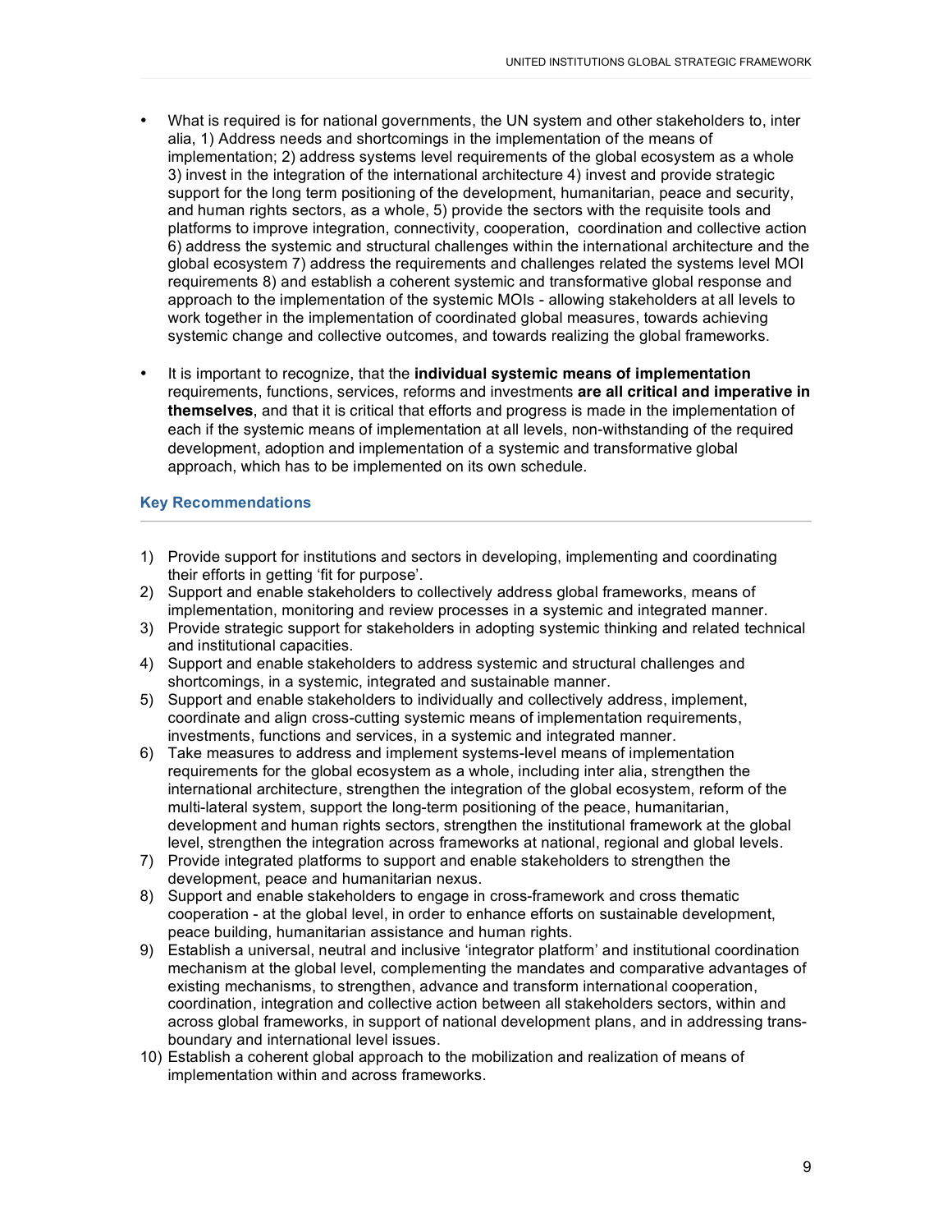- What is required is for national governments, the UN system and other stakeholders to, inter alia, 1) Address needs and shortcomings in the implementation of the means of implementation; 2) address systems level requirements of the global ecosystem as a whole 3) invest in the integration of the international architecture 4) invest and provide strategic support for the long term positioning of the development, humanitarian, peace and security, and human rights sectors, as a whole, 5) provide the sectors with the requisite tools and platforms to improve integration, connectivity, cooperation, coordination and collective action 6) address the systemic and structural challenges within the international architecture and the global ecosystem 7) address the requirements and challenges related the systems level MOI requirements 8) and establish a coherent systemic and transformative global response and approach to the implementation of the systemic MOIs - allowing stakeholders at all levels to work together in the implementation of coordinated global measures, towards achieving systemic change and collective outcomes, and towards realizing the global frameworks.

- It is important to recognize, that the **individual systemic means of implementation** requirements, functions, services, reforms and investments **are all critical and imperative in themselves**, and that it is critical that efforts and progress is made in the implementation of each if the systemic means of implementation at all levels, non-withstanding of the required development, adoption and implementation of a systemic and transformative global approach, which has to be implemented on its own schedule.

### Key Recommendations

1) Provide support for institutions and sectors in developing, implementing and coordinating their efforts in getting 'fit for purpose'.
2) Support and enable stakeholders to collectively address global frameworks, means of implementation, monitoring and review processes in a systemic and integrated manner.
3) Provide strategic support for stakeholders in adopting systemic thinking and related technical and institutional capacities.
4) Support and enable stakeholders to address systemic and structural challenges and shortcomings, in a systemic, integrated and sustainable manner.
5) Support and enable stakeholders to individually and collectively address, implement, coordinate and align cross-cutting systemic means of implementation requirements, investments, functions and services, in a systemic and integrated manner.
6) Take measures to address and implement systems-level means of implementation requirements for the global ecosystem as a whole, including inter alia, strengthen the international architecture, strengthen the integration of the global ecosystem, reform of the multi-lateral system, support the long-term positioning of the peace, humanitarian, development and human rights sectors, strengthen the institutional framework at the global level, strengthen the integration across frameworks at national, regional and global levels.
7) Provide integrated platforms to support and enable stakeholders to strengthen the development, peace and humanitarian nexus.
8) Support and enable stakeholders to engage in cross-framework and cross thematic cooperation - at the global level, in order to enhance efforts on sustainable development, peace building, humanitarian assistance and human rights.
9) Establish a universal, neutral and inclusive 'integrator platform' and institutional coordination mechanism at the global level, complementing the mandates and comparative advantages of existing mechanisms, to strengthen, advance and transform international cooperation, coordination, integration and collective action between all stakeholders sectors, within and across global frameworks, in support of national development plans, and in addressing trans-boundary and international level issues.
10) Establish a coherent global approach to the mobilization and realization of means of implementation within and across frameworks.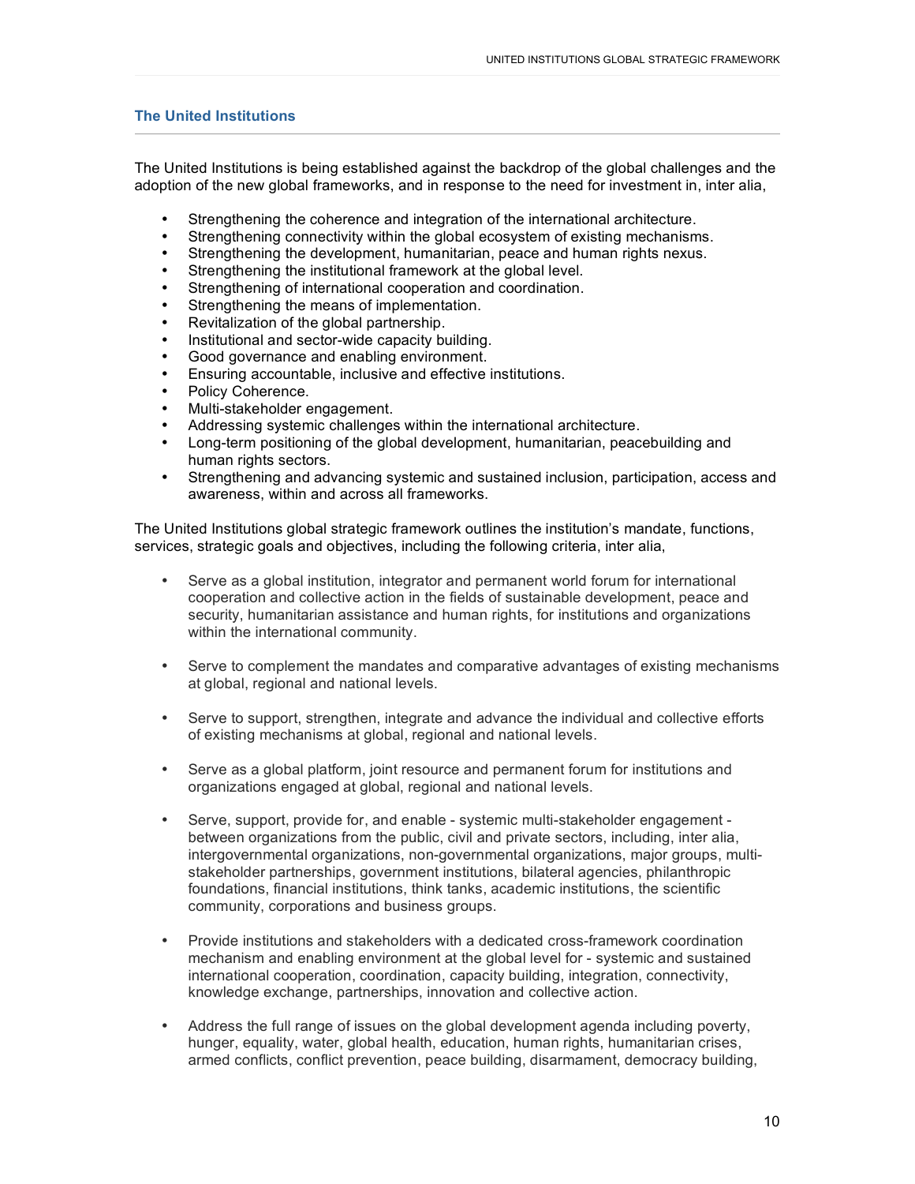## The United Institutions

The United Institutions is being established against the backdrop of the global challenges and the adoption of the new global frameworks, and in response to the need for investment in, inter alia,

- Strengthening the coherence and integration of the international architecture.
- Strengthening connectivity within the global ecosystem of existing mechanisms.
- Strengthening the development, humanitarian, peace and human rights nexus.
- Strengthening the institutional framework at the global level.
- Strengthening of international cooperation and coordination.
- Strengthening the means of implementation.
- Revitalization of the global partnership.
- Institutional and sector-wide capacity building.
- Good governance and enabling environment.
- Ensuring accountable, inclusive and effective institutions.
- Policy Coherence.
- Multi-stakeholder engagement.
- Addressing systemic challenges within the international architecture.
- Long-term positioning of the global development, humanitarian, peacebuilding and human rights sectors.
- Strengthening and advancing systemic and sustained inclusion, participation, access and awareness, within and across all frameworks.

The United Institutions global strategic framework outlines the institution's mandate, functions, services, strategic goals and objectives, including the following criteria, inter alia,

- Serve as a global institution, integrator and permanent world forum for international cooperation and collective action in the fields of sustainable development, peace and security, humanitarian assistance and human rights, for institutions and organizations within the international community.

- Serve to complement the mandates and comparative advantages of existing mechanisms at global, regional and national levels.

- Serve to support, strengthen, integrate and advance the individual and collective efforts of existing mechanisms at global, regional and national levels.

- Serve as a global platform, joint resource and permanent forum for institutions and organizations engaged at global, regional and national levels.

- Serve, support, provide for, and enable - systemic multi-stakeholder engagement - between organizations from the public, civil and private sectors, including, inter alia, intergovernmental organizations, non-governmental organizations, major groups, multi-stakeholder partnerships, government institutions, bilateral agencies, philanthropic foundations, financial institutions, think tanks, academic institutions, the scientific community, corporations and business groups.

- Provide institutions and stakeholders with a dedicated cross-framework coordination mechanism and enabling environment at the global level for - systemic and sustained international cooperation, coordination, capacity building, integration, connectivity, knowledge exchange, partnerships, innovation and collective action.

- Address the full range of issues on the global development agenda including poverty, hunger, equality, water, global health, education, human rights, humanitarian crises, armed conflicts, conflict prevention, peace building, disarmament, democracy building,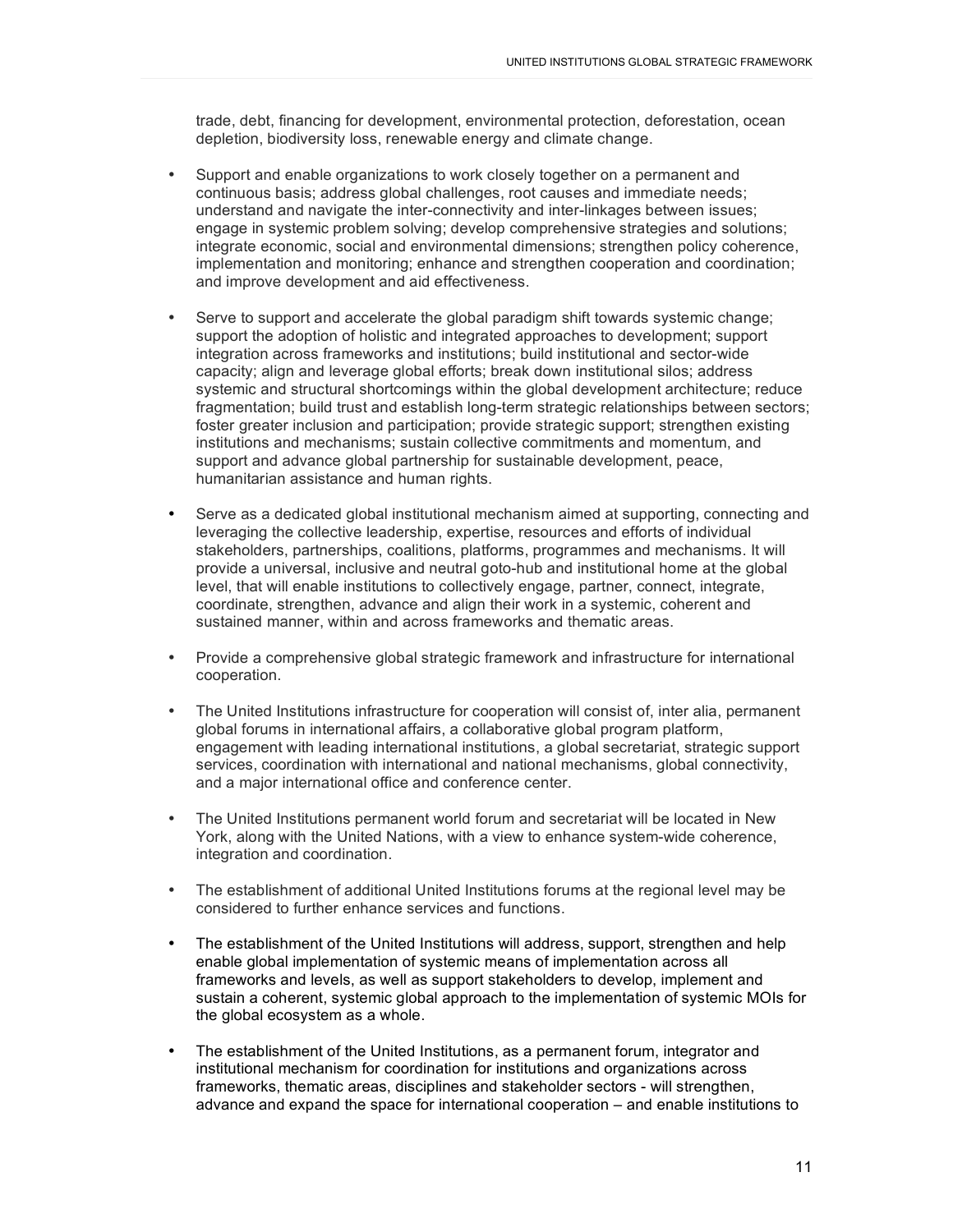trade, debt, financing for development, environmental protection, deforestation, ocean depletion, biodiversity loss, renewable energy and climate change.

- Support and enable organizations to work closely together on a permanent and continuous basis; address global challenges, root causes and immediate needs; understand and navigate the inter-connectivity and inter-linkages between issues; engage in systemic problem solving; develop comprehensive strategies and solutions; integrate economic, social and environmental dimensions; strengthen policy coherence, implementation and monitoring; enhance and strengthen cooperation and coordination; and improve development and aid effectiveness.

- Serve to support and accelerate the global paradigm shift towards systemic change; support the adoption of holistic and integrated approaches to development; support integration across frameworks and institutions; build institutional and sector-wide capacity; align and leverage global efforts; break down institutional silos; address systemic and structural shortcomings within the global development architecture; reduce fragmentation; build trust and establish long-term strategic relationships between sectors; foster greater inclusion and participation; provide strategic support; strengthen existing institutions and mechanisms; sustain collective commitments and momentum, and support and advance global partnership for sustainable development, peace, humanitarian assistance and human rights.

- Serve as a dedicated global institutional mechanism aimed at supporting, connecting and leveraging the collective leadership, expertise, resources and efforts of individual stakeholders, partnerships, coalitions, platforms, programmes and mechanisms. It will provide a universal, inclusive and neutral goto-hub and institutional home at the global level, that will enable institutions to collectively engage, partner, connect, integrate, coordinate, strengthen, advance and align their work in a systemic, coherent and sustained manner, within and across frameworks and thematic areas.

- Provide a comprehensive global strategic framework and infrastructure for international cooperation.

- The United Institutions infrastructure for cooperation will consist of, inter alia, permanent global forums in international affairs, a collaborative global program platform, engagement with leading international institutions, a global secretariat, strategic support services, coordination with international and national mechanisms, global connectivity, and a major international office and conference center.

- The United Institutions permanent world forum and secretariat will be located in New York, along with the United Nations, with a view to enhance system-wide coherence, integration and coordination.

- The establishment of additional United Institutions forums at the regional level may be considered to further enhance services and functions.

- The establishment of the United Institutions will address, support, strengthen and help enable global implementation of systemic means of implementation across all frameworks and levels, as well as support stakeholders to develop, implement and sustain a coherent, systemic global approach to the implementation of systemic MOIs for the global ecosystem as a whole.

- The establishment of the United Institutions, as a permanent forum, integrator and institutional mechanism for coordination for institutions and organizations across frameworks, thematic areas, disciplines and stakeholder sectors - will strengthen, advance and expand the space for international cooperation – and enable institutions to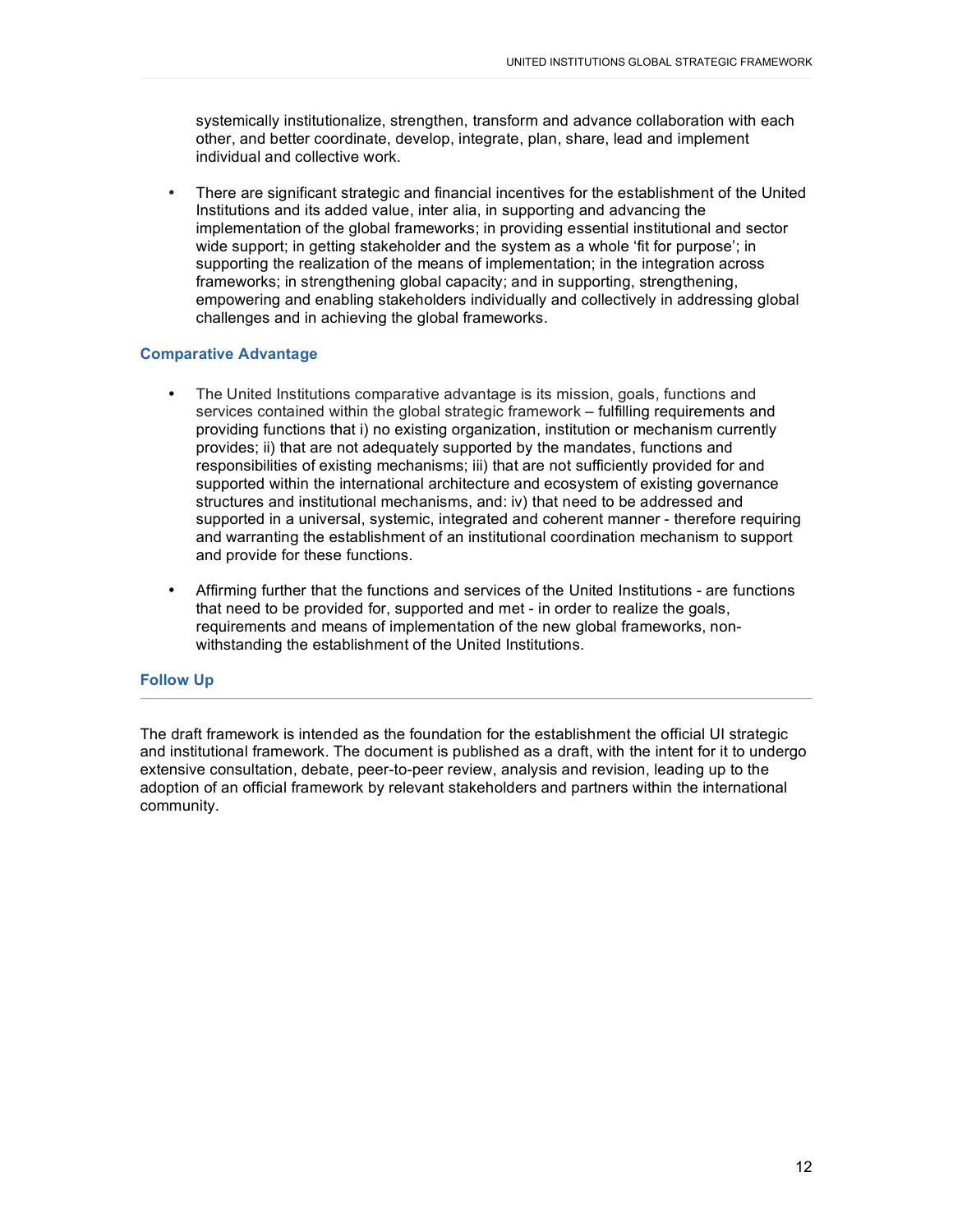systemically institutionalize, strengthen, transform and advance collaboration with each other, and better coordinate, develop, integrate, plan, share, lead and implement individual and collective work.

- There are significant strategic and financial incentives for the establishment of the United Institutions and its added value, inter alia, in supporting and advancing the implementation of the global frameworks; in providing essential institutional and sector wide support; in getting stakeholder and the system as a whole 'fit for purpose'; in supporting the realization of the means of implementation; in the integration across frameworks; in strengthening global capacity; and in supporting, strengthening, empowering and enabling stakeholders individually and collectively in addressing global challenges and in achieving the global frameworks.

### Comparative Advantage

- The United Institutions comparative advantage is its mission, goals, functions and services contained within the global strategic framework – fulfilling requirements and providing functions that i) no existing organization, institution or mechanism currently provides; ii) that are not adequately supported by the mandates, functions and responsibilities of existing mechanisms; iii) that are not sufficiently provided for and supported within the international architecture and ecosystem of existing governance structures and institutional mechanisms, and: iv) that need to be addressed and supported in a universal, systemic, integrated and coherent manner - therefore requiring and warranting the establishment of an institutional coordination mechanism to support and provide for these functions.

- Affirming further that the functions and services of the United Institutions - are functions that need to be provided for, supported and met - in order to realize the goals, requirements and means of implementation of the new global frameworks, non-withstanding the establishment of the United Institutions.

### Follow Up

The draft framework is intended as the foundation for the establishment the official UI strategic and institutional framework. The document is published as a draft, with the intent for it to undergo extensive consultation, debate, peer-to-peer review, analysis and revision, leading up to the adoption of an official framework by relevant stakeholders and partners within the international community.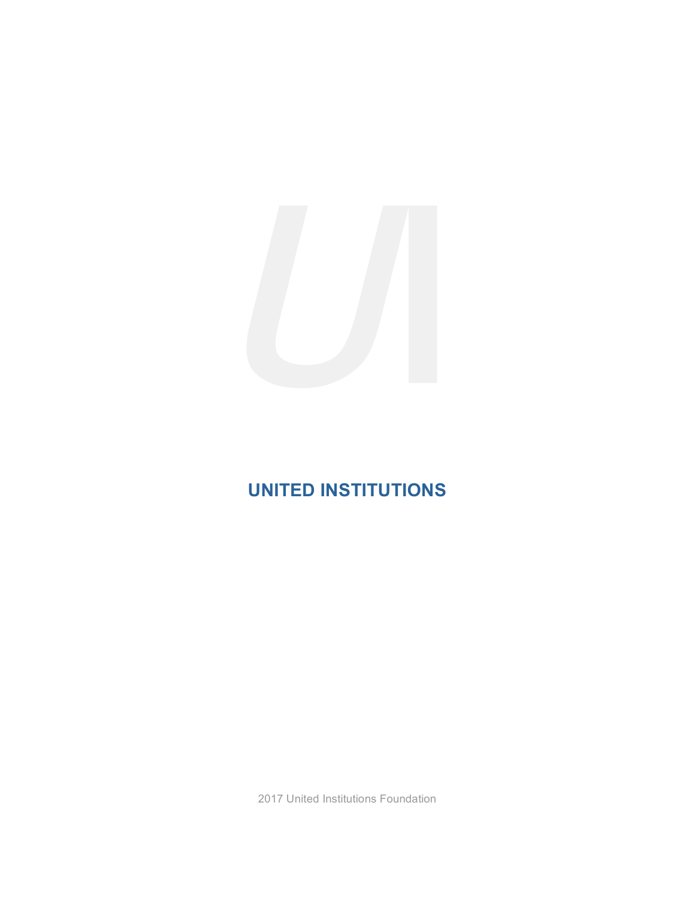UI

**UNITED INSTITUTIONS**

2017 United Institutions Foundation